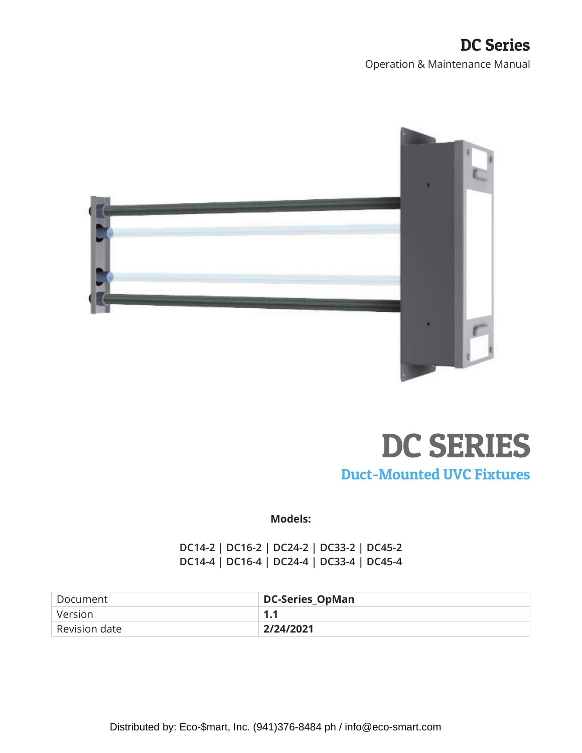**DC Series**

Operation & Maintenance Manual

# DC SERIES

## Duct-Mounted UVC Fixtures

**Models:**

**DC14-2 | DC16-2 | DC24-2 | DC33-2 | DC45-2**
**DC14-4 | DC16-4 | DC24-4 | DC33-4 | DC45-4**

| Document | **DC-Series_OpMan** |
|---|---|
| Version | **1.1** |
| Revision date | **2/24/2021** |

Distributed by: Eco-$mart, Inc. (941)376-8484 ph / info@eco-smart.com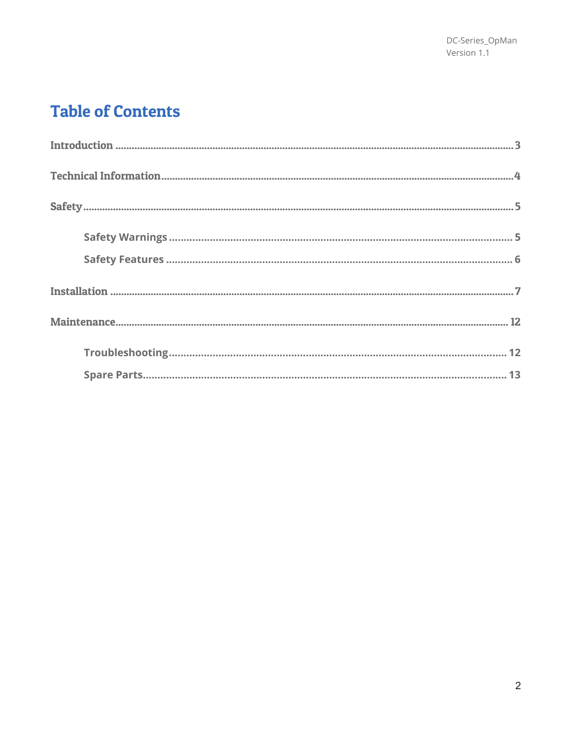# Table of Contents

Introduction ........................................................................................................ 3

Technical Information ......................................................................................... 4

Safety ................................................................................................................. 5

- Safety Warnings .............................................................................................. 5
- Safety Features ............................................................................................... 6

Installation .......................................................................................................... 7

Maintenance ...................................................................................................... 12

- Troubleshooting .............................................................................................. 12
- Spare Parts ..................................................................................................... 13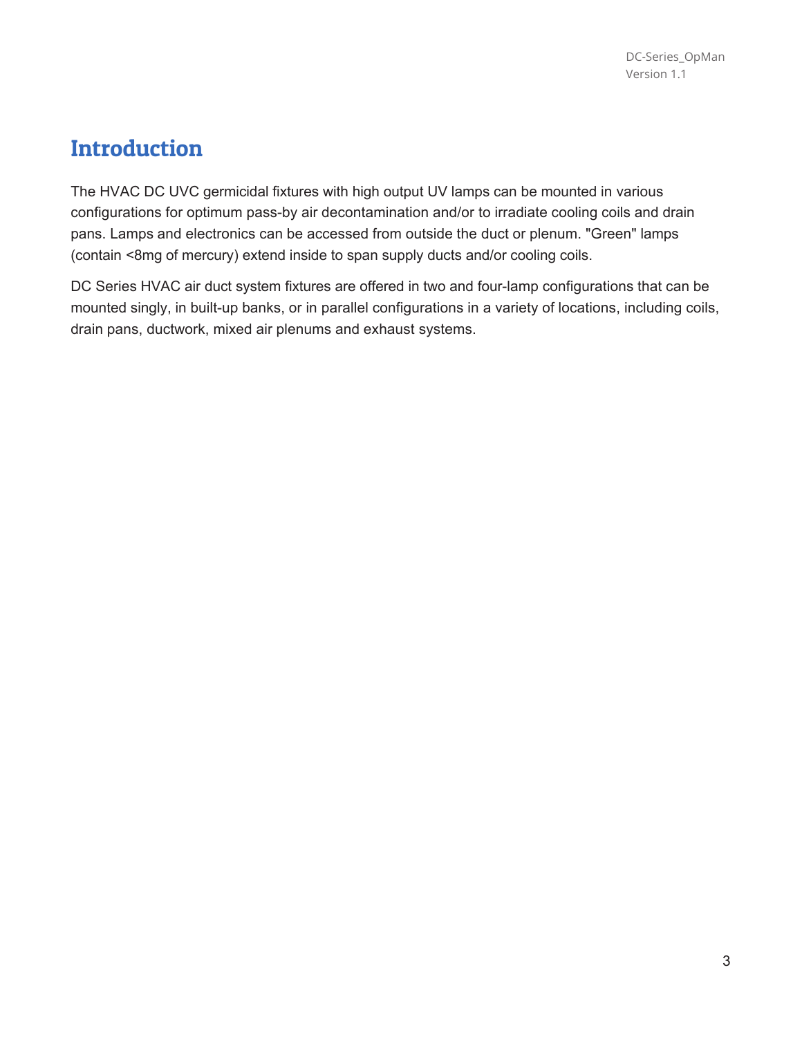# Introduction

The HVAC DC UVC germicidal fixtures with high output UV lamps can be mounted in various configurations for optimum pass-by air decontamination and/or to irradiate cooling coils and drain pans. Lamps and electronics can be accessed from outside the duct or plenum. "Green" lamps (contain <8mg of mercury) extend inside to span supply ducts and/or cooling coils.

DC Series HVAC air duct system fixtures are offered in two and four-lamp configurations that can be mounted singly, in built-up banks, or in parallel configurations in a variety of locations, including coils, drain pans, ductwork, mixed air plenums and exhaust systems.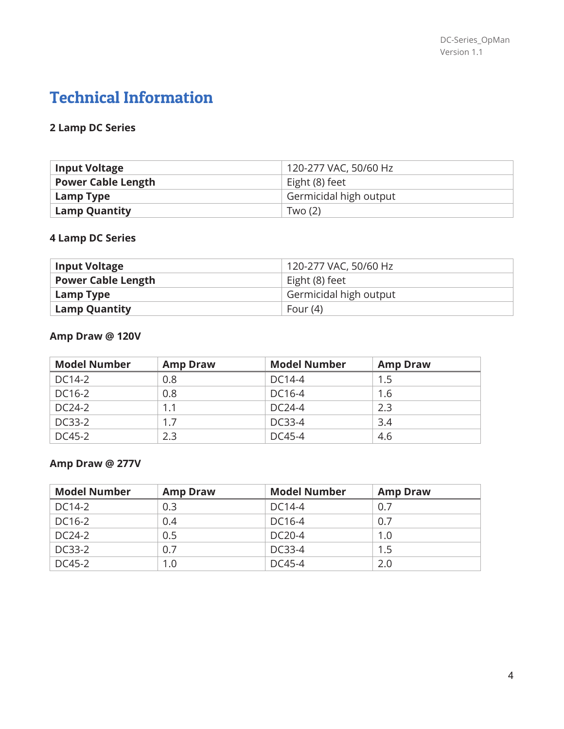# Technical Information

### 2 Lamp DC Series

| Input Voltage | 120-277 VAC, 50/60 Hz |
|---|---|
| Power Cable Length | Eight (8) feet |
| Lamp Type | Germicidal high output |
| Lamp Quantity | Two (2) |

### 4 Lamp DC Series

| Input Voltage | 120-277 VAC, 50/60 Hz |
|---|---|
| Power Cable Length | Eight (8) feet |
| Lamp Type | Germicidal high output |
| Lamp Quantity | Four (4) |

### Amp Draw @ 120V

| Model Number | Amp Draw | Model Number | Amp Draw |
|---|---|---|---|
| DC14-2 | 0.8 | DC14-4 | 1.5 |
| DC16-2 | 0.8 | DC16-4 | 1.6 |
| DC24-2 | 1.1 | DC24-4 | 2.3 |
| DC33-2 | 1.7 | DC33-4 | 3.4 |
| DC45-2 | 2.3 | DC45-4 | 4.6 |

### Amp Draw @ 277V

| Model Number | Amp Draw | Model Number | Amp Draw |
|---|---|---|---|
| DC14-2 | 0.3 | DC14-4 | 0.7 |
| DC16-2 | 0.4 | DC16-4 | 0.7 |
| DC24-2 | 0.5 | DC20-4 | 1.0 |
| DC33-2 | 0.7 | DC33-4 | 1.5 |
| DC45-2 | 1.0 | DC45-4 | 2.0 |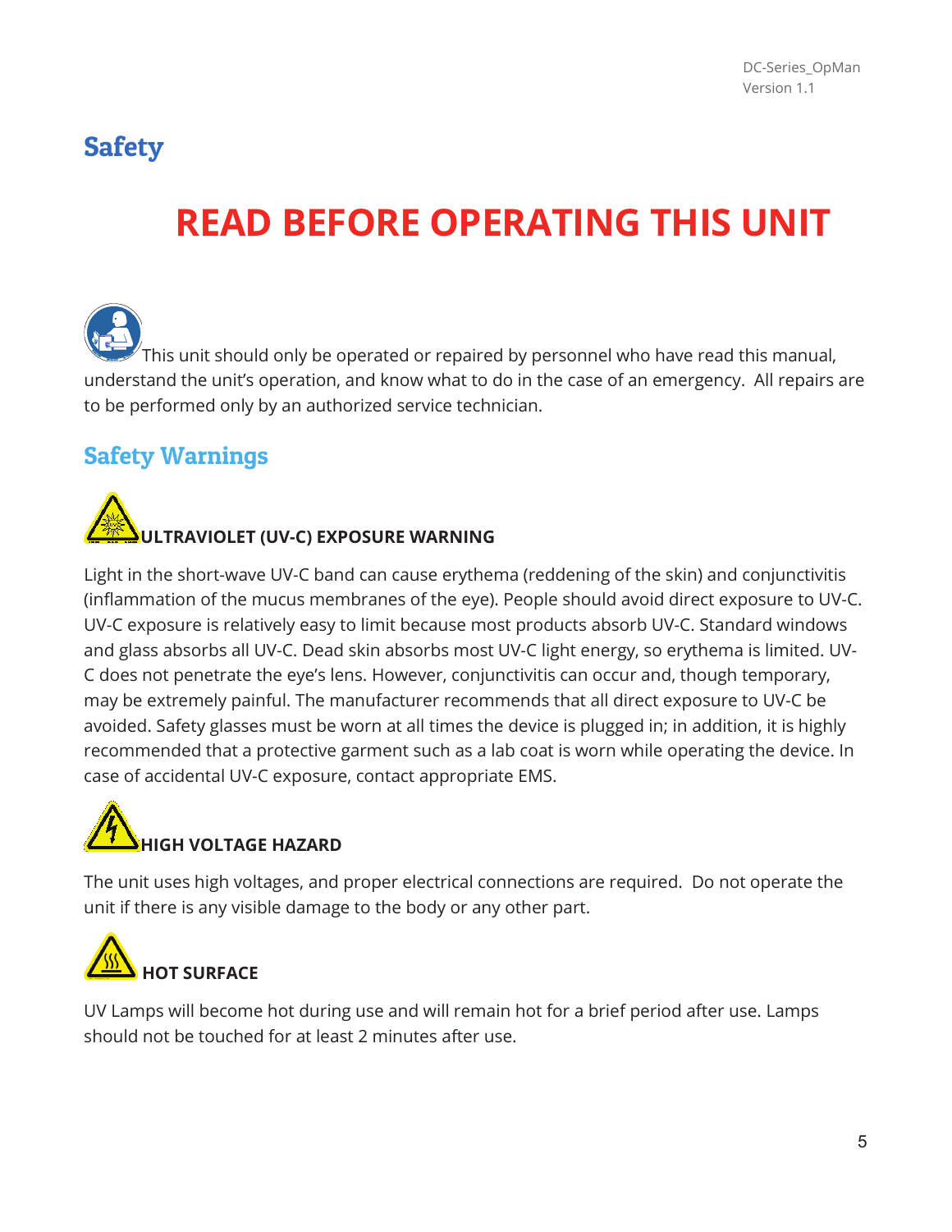# Safety

## READ BEFORE OPERATING THIS UNIT

This unit should only be operated or repaired by personnel who have read this manual, understand the unit's operation, and know what to do in the case of an emergency. All repairs are to be performed only by an authorized service technician.

## Safety Warnings

**ULTRAVIOLET (UV-C) EXPOSURE WARNING**

Light in the short-wave UV-C band can cause erythema (reddening of the skin) and conjunctivitis (inflammation of the mucus membranes of the eye). People should avoid direct exposure to UV-C. UV-C exposure is relatively easy to limit because most products absorb UV-C. Standard windows and glass absorbs all UV-C. Dead skin absorbs most UV-C light energy, so erythema is limited. UV-C does not penetrate the eye's lens. However, conjunctivitis can occur and, though temporary, may be extremely painful. The manufacturer recommends that all direct exposure to UV-C be avoided. Safety glasses must be worn at all times the device is plugged in; in addition, it is highly recommended that a protective garment such as a lab coat is worn while operating the device. In case of accidental UV-C exposure, contact appropriate EMS.

**HIGH VOLTAGE HAZARD**

The unit uses high voltages, and proper electrical connections are required. Do not operate the unit if there is any visible damage to the body or any other part.

**HOT SURFACE**

UV Lamps will become hot during use and will remain hot for a brief period after use. Lamps should not be touched for at least 2 minutes after use.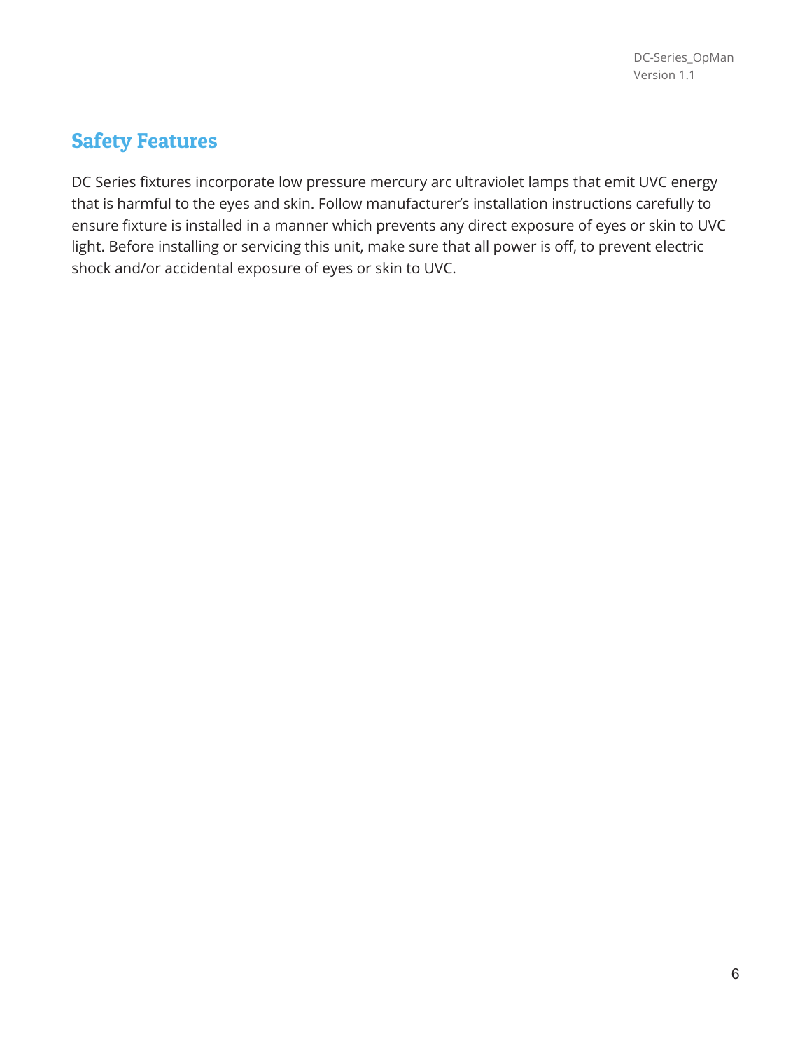## Safety Features

DC Series fixtures incorporate low pressure mercury arc ultraviolet lamps that emit UVC energy that is harmful to the eyes and skin. Follow manufacturer's installation instructions carefully to ensure fixture is installed in a manner which prevents any direct exposure of eyes or skin to UVC light. Before installing or servicing this unit, make sure that all power is off, to prevent electric shock and/or accidental exposure of eyes or skin to UVC.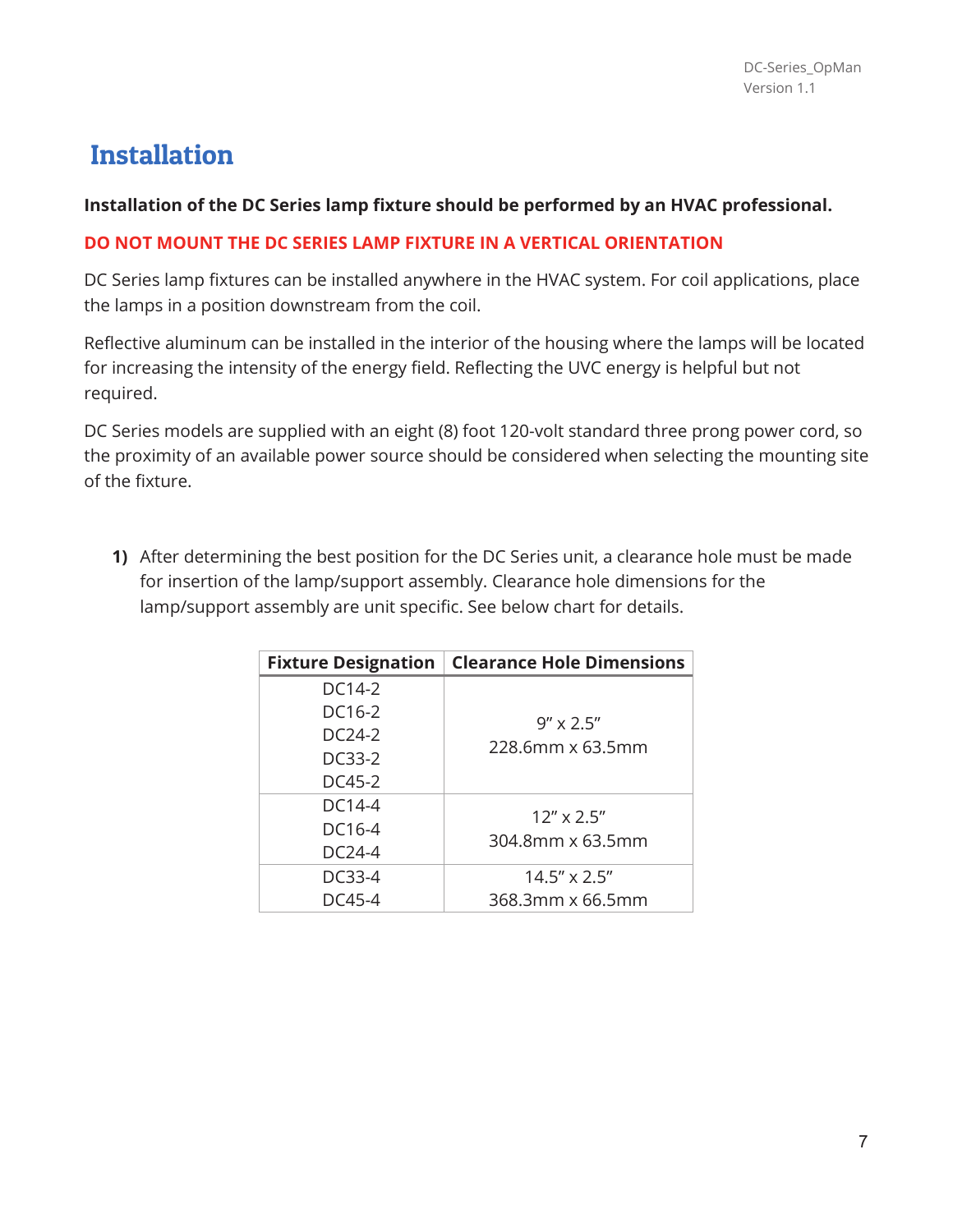# Installation

**Installation of the DC Series lamp fixture should be performed by an HVAC professional.**

**DO NOT MOUNT THE DC SERIES LAMP FIXTURE IN A VERTICAL ORIENTATION**

DC Series lamp fixtures can be installed anywhere in the HVAC system. For coil applications, place the lamps in a position downstream from the coil.

Reflective aluminum can be installed in the interior of the housing where the lamps will be located for increasing the intensity of the energy field. Reflecting the UVC energy is helpful but not required.

DC Series models are supplied with an eight (8) foot 120-volt standard three prong power cord, so the proximity of an available power source should be considered when selecting the mounting site of the fixture.

1) After determining the best position for the DC Series unit, a clearance hole must be made for insertion of the lamp/support assembly. Clearance hole dimensions for the lamp/support assembly are unit specific. See below chart for details.

| Fixture Designation | Clearance Hole Dimensions |
| --- | --- |
| DC14-2<br>DC16-2<br>DC24-2<br>DC33-2<br>DC45-2 | 9″ x 2.5″<br>228.6mm x 63.5mm |
| DC14-4<br>DC16-4<br>DC24-4 | 12″ x 2.5″<br>304.8mm x 63.5mm |
| DC33-4<br>DC45-4 | 14.5″ x 2.5″<br>368.3mm x 66.5mm |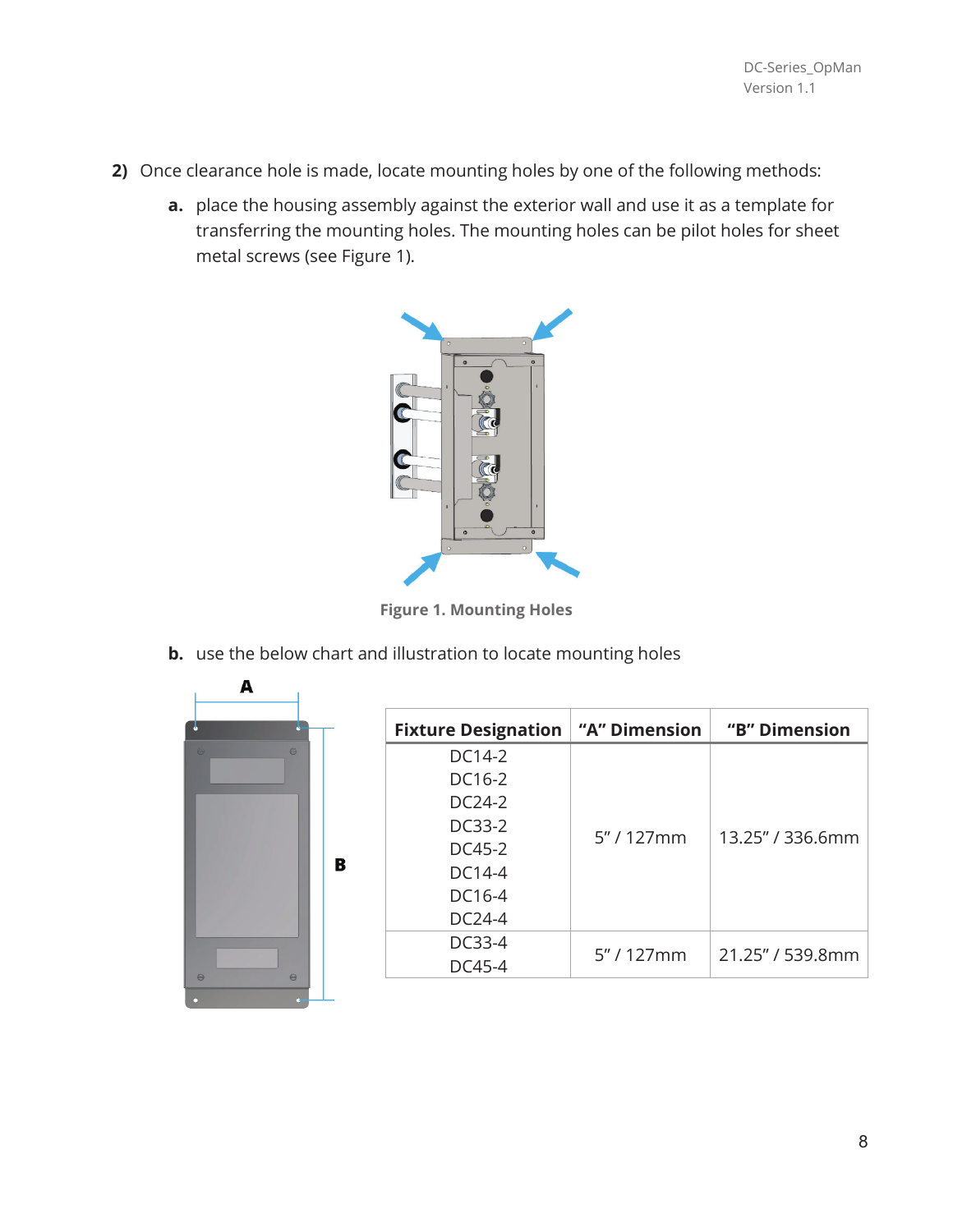2) Once clearance hole is made, locate mounting holes by one of the following methods:

   a. place the housing assembly against the exterior wall and use it as a template for transferring the mounting holes. The mounting holes can be pilot holes for sheet metal screws (see Figure 1).

**Figure 1. Mounting Holes**

   b. use the below chart and illustration to locate mounting holes

| Fixture Designation | "A" Dimension | "B" Dimension |
|---|---|---|
| DC14-2<br>DC16-2<br>DC24-2<br>DC33-2<br>DC45-2<br>DC14-4<br>DC16-4<br>DC24-4 | 5" / 127mm | 13.25" / 336.6mm |
| DC33-4<br>DC45-4 | 5" / 127mm | 21.25" / 539.8mm |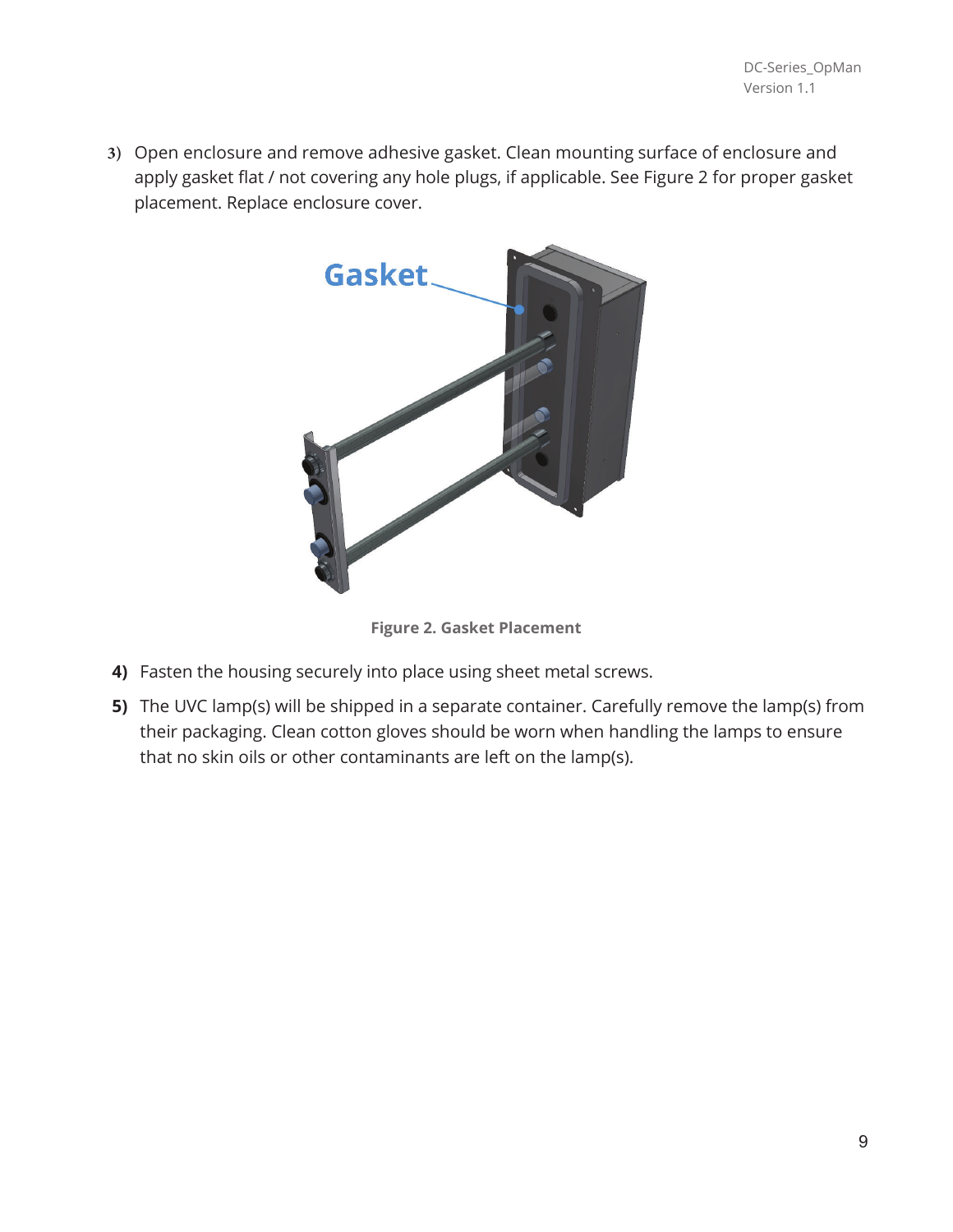3) Open enclosure and remove adhesive gasket. Clean mounting surface of enclosure and apply gasket flat / not covering any hole plugs, if applicable. See Figure 2 for proper gasket placement. Replace enclosure cover.

**Figure 2. Gasket Placement**

4) Fasten the housing securely into place using sheet metal screws.

5) The UVC lamp(s) will be shipped in a separate container. Carefully remove the lamp(s) from their packaging. Clean cotton gloves should be worn when handling the lamps to ensure that no skin oils or other contaminants are left on the lamp(s).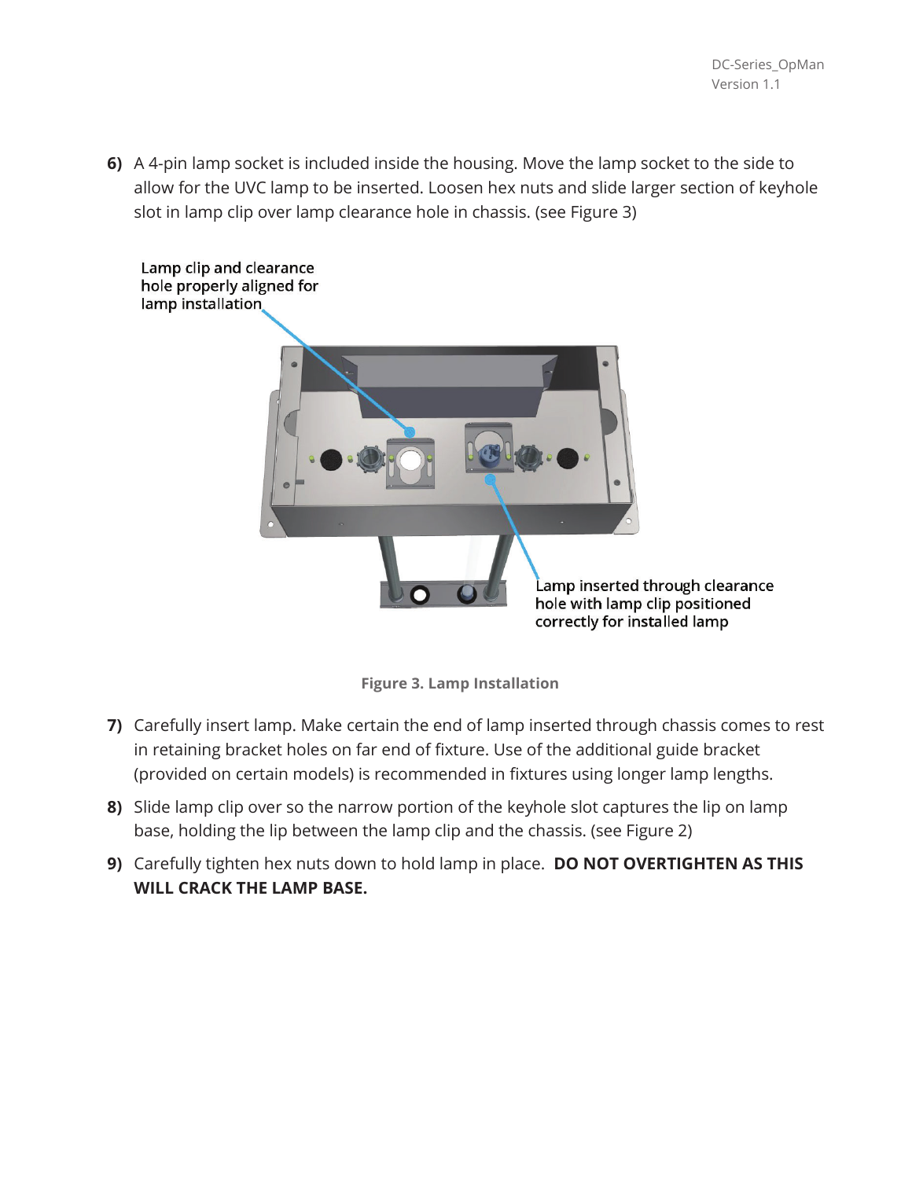6) A 4-pin lamp socket is included inside the housing. Move the lamp socket to the side to allow for the UVC lamp to be inserted. Loosen hex nuts and slide larger section of keyhole slot in lamp clip over lamp clearance hole in chassis. (see Figure 3)

Lamp clip and clearance hole properly aligned for lamp installation

Lamp inserted through clearance hole with lamp clip positioned correctly for installed lamp

**Figure 3. Lamp Installation**

7) Carefully insert lamp. Make certain the end of lamp inserted through chassis comes to rest in retaining bracket holes on far end of fixture. Use of the additional guide bracket (provided on certain models) is recommended in fixtures using longer lamp lengths.

8) Slide lamp clip over so the narrow portion of the keyhole slot captures the lip on lamp base, holding the lip between the lamp clip and the chassis. (see Figure 2)

9) Carefully tighten hex nuts down to hold lamp in place. **DO NOT OVERTIGHTEN AS THIS WILL CRACK THE LAMP BASE.**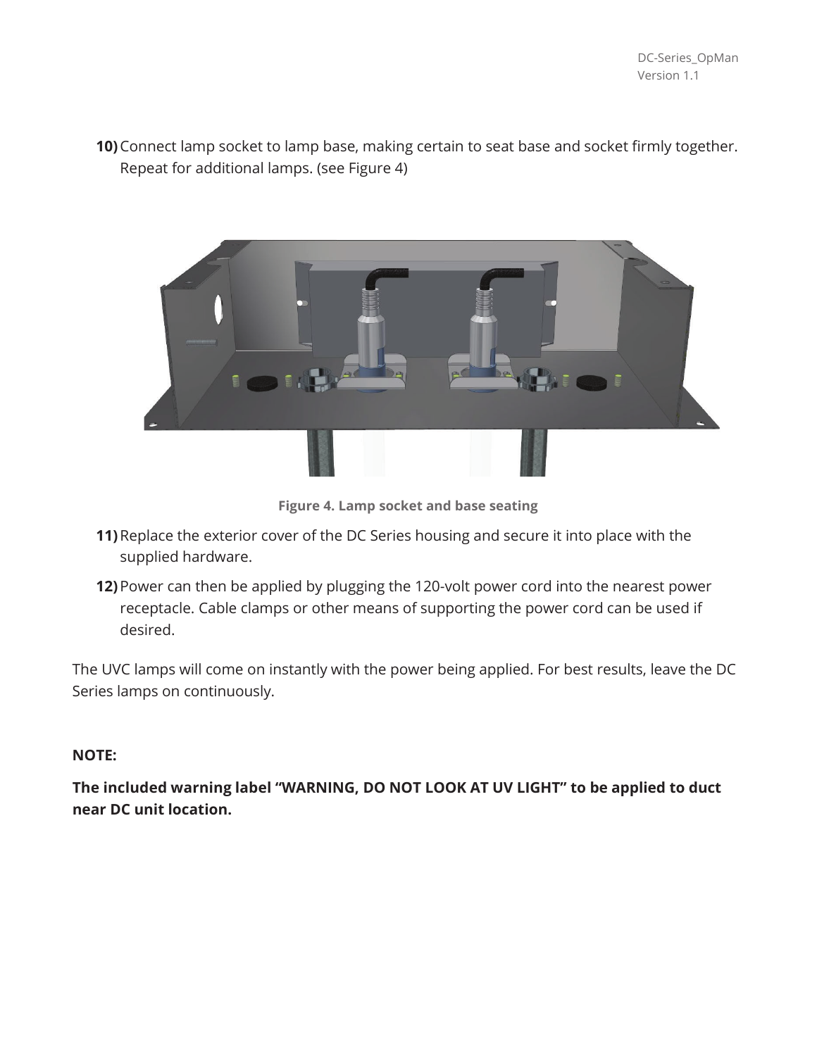10) Connect lamp socket to lamp base, making certain to seat base and socket firmly together. Repeat for additional lamps. (see Figure 4)

**Figure 4. Lamp socket and base seating**

11) Replace the exterior cover of the DC Series housing and secure it into place with the supplied hardware.

12) Power can then be applied by plugging the 120-volt power cord into the nearest power receptacle. Cable clamps or other means of supporting the power cord can be used if desired.

The UVC lamps will come on instantly with the power being applied. For best results, leave the DC Series lamps on continuously.

**NOTE:**

**The included warning label "WARNING, DO NOT LOOK AT UV LIGHT" to be applied to duct near DC unit location.**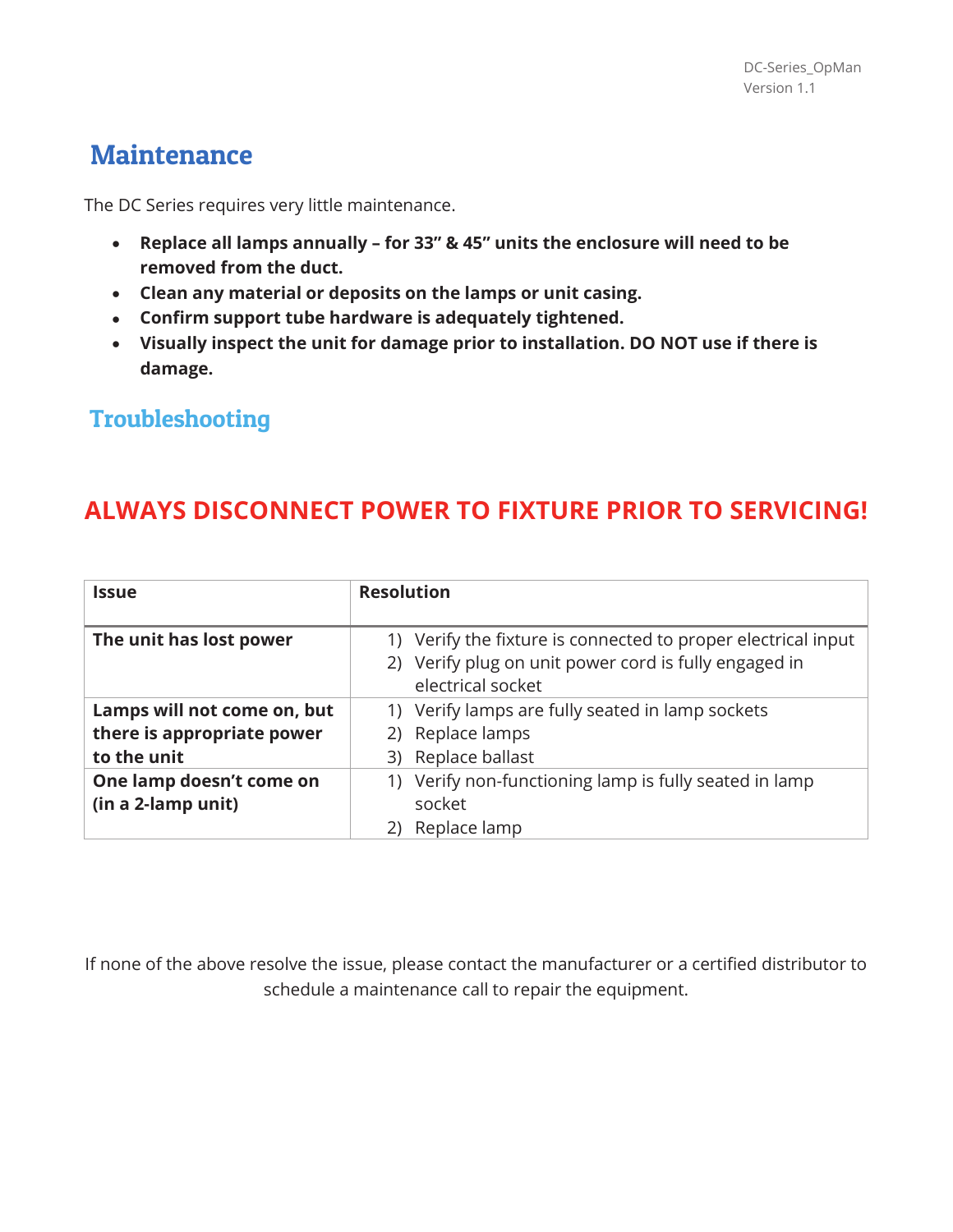## Maintenance

The DC Series requires very little maintenance.

- **Replace all lamps annually – for 33" & 45" units the enclosure will need to be removed from the duct.**
- **Clean any material or deposits on the lamps or unit casing.**
- **Confirm support tube hardware is adequately tightened.**
- **Visually inspect the unit for damage prior to installation. DO NOT use if there is damage.**

## Troubleshooting

**ALWAYS DISCONNECT POWER TO FIXTURE PRIOR TO SERVICING!**

| Issue | Resolution |
|---|---|
| **The unit has lost power** | 1) Verify the fixture is connected to proper electrical input<br>2) Verify plug on unit power cord is fully engaged in electrical socket |
| **Lamps will not come on, but there is appropriate power to the unit** | 1) Verify lamps are fully seated in lamp sockets<br>2) Replace lamps<br>3) Replace ballast |
| **One lamp doesn't come on (in a 2-lamp unit)** | 1) Verify non-functioning lamp is fully seated in lamp socket<br>2) Replace lamp |

If none of the above resolve the issue, please contact the manufacturer or a certified distributor to schedule a maintenance call to repair the equipment.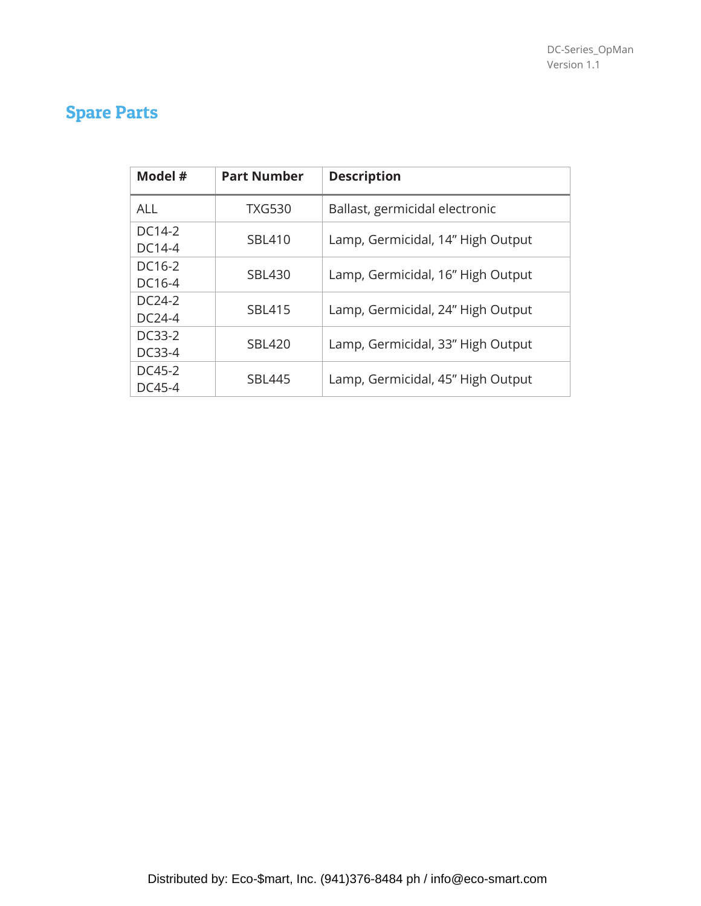## Spare Parts

| Model # | Part Number | Description |
|---|---|---|
| ALL | TXG530 | Ballast, germicidal electronic |
| DC14-2<br>DC14-4 | SBL410 | Lamp, Germicidal, 14” High Output |
| DC16-2<br>DC16-4 | SBL430 | Lamp, Germicidal, 16” High Output |
| DC24-2<br>DC24-4 | SBL415 | Lamp, Germicidal, 24” High Output |
| DC33-2<br>DC33-4 | SBL420 | Lamp, Germicidal, 33” High Output |
| DC45-2<br>DC45-4 | SBL445 | Lamp, Germicidal, 45” High Output |